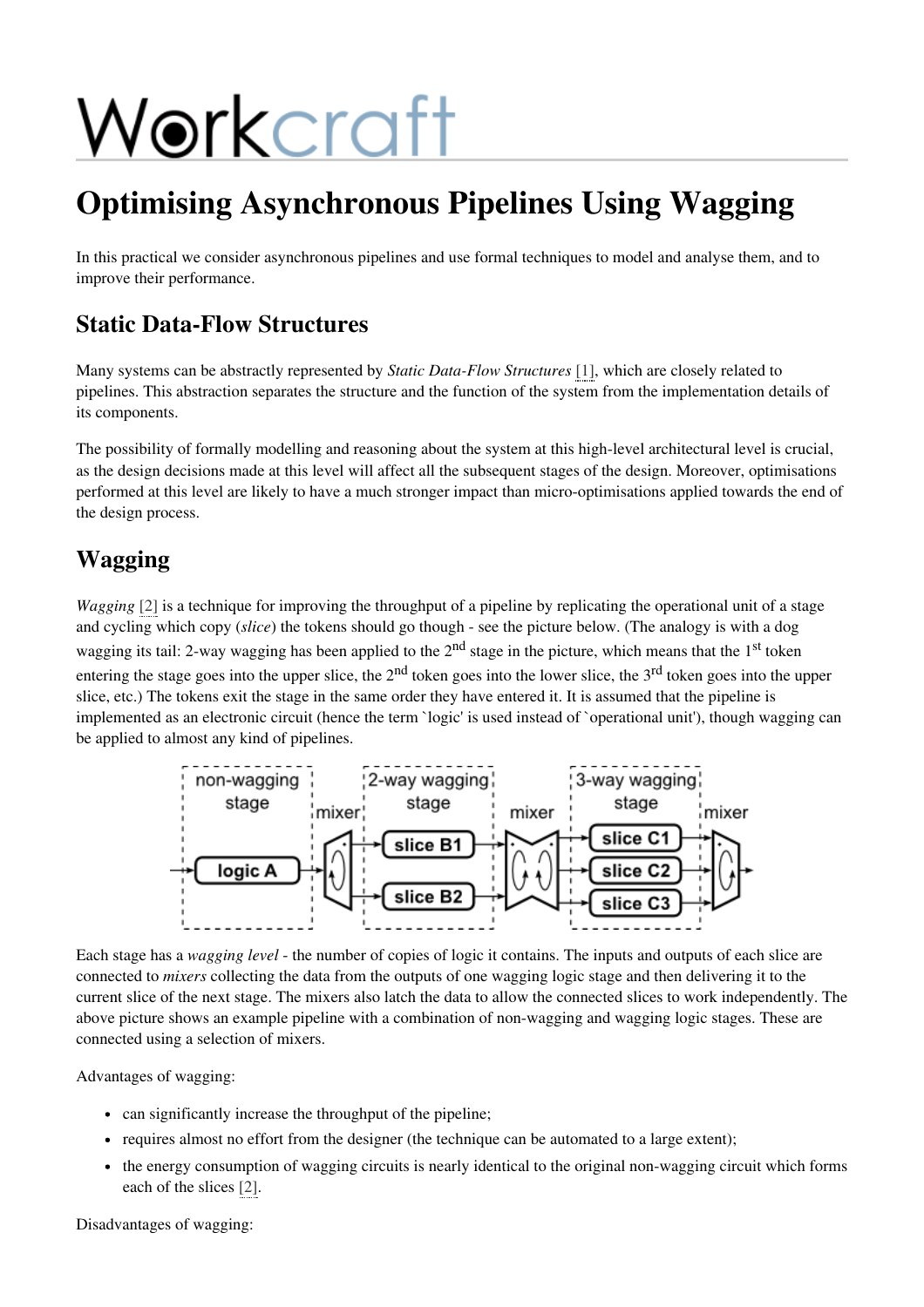// Workcraft

# Optimising Asynchronous Pipelines Using Wagging

In this practical we consider asynchronous pipelines and use formal techniques to model and analyse them, and to improve their performance.

## Static Data-Flow Structures

Many systems can be abstractly represented by *Static Data-Flow Structures* [1], which are closely related to pipelines. This abstraction separates the structure and the function of the system from the implementation details of its components.

The possibility of formally modelling and reasoning about the system at this high-level architectural level is crucial, as the design decisions made at this level will affect all the subsequent stages of the design. Moreover, optimisations performed at this level are likely to have a much stronger impact than micro-optimisations applied towards the end of the design process.

## Wagging

*Wagging* [2] is a technique for improving the throughput of a pipeline by replicating the operational unit of a stage and cycling which copy (*slice*) the tokens should go though - see the picture below. (The analogy is with a dog wagging its tail: 2-way wagging has been applied to the 2nd stage in the picture, which means that the 1st token entering the stage goes into the upper slice, the 2nd token goes into the lower slice, the 3rd token goes into the upper slice, etc.) The tokens exit the stage in the same order they have entered it. It is assumed that the pipeline is implemented as an electronic circuit (hence the term `logic' is used instead of `operational unit'), though wagging can be applied to almost any kind of pipelines.

Each stage has a *wagging level* - the number of copies of logic it contains. The inputs and outputs of each slice are connected to *mixers* collecting the data from the outputs of one wagging logic stage and then delivering it to the current slice of the next stage. The mixers also latch the data to allow the connected slices to work independently. The above picture shows an example pipeline with a combination of non-wagging and wagging logic stages. These are connected using a selection of mixers.

Advantages of wagging:

- can significantly increase the throughput of the pipeline;
- requires almost no effort from the designer (the technique can be automated to a large extent);
- the energy consumption of wagging circuits is nearly identical to the original non-wagging circuit which forms each of the slices [2].

Disadvantages of wagging: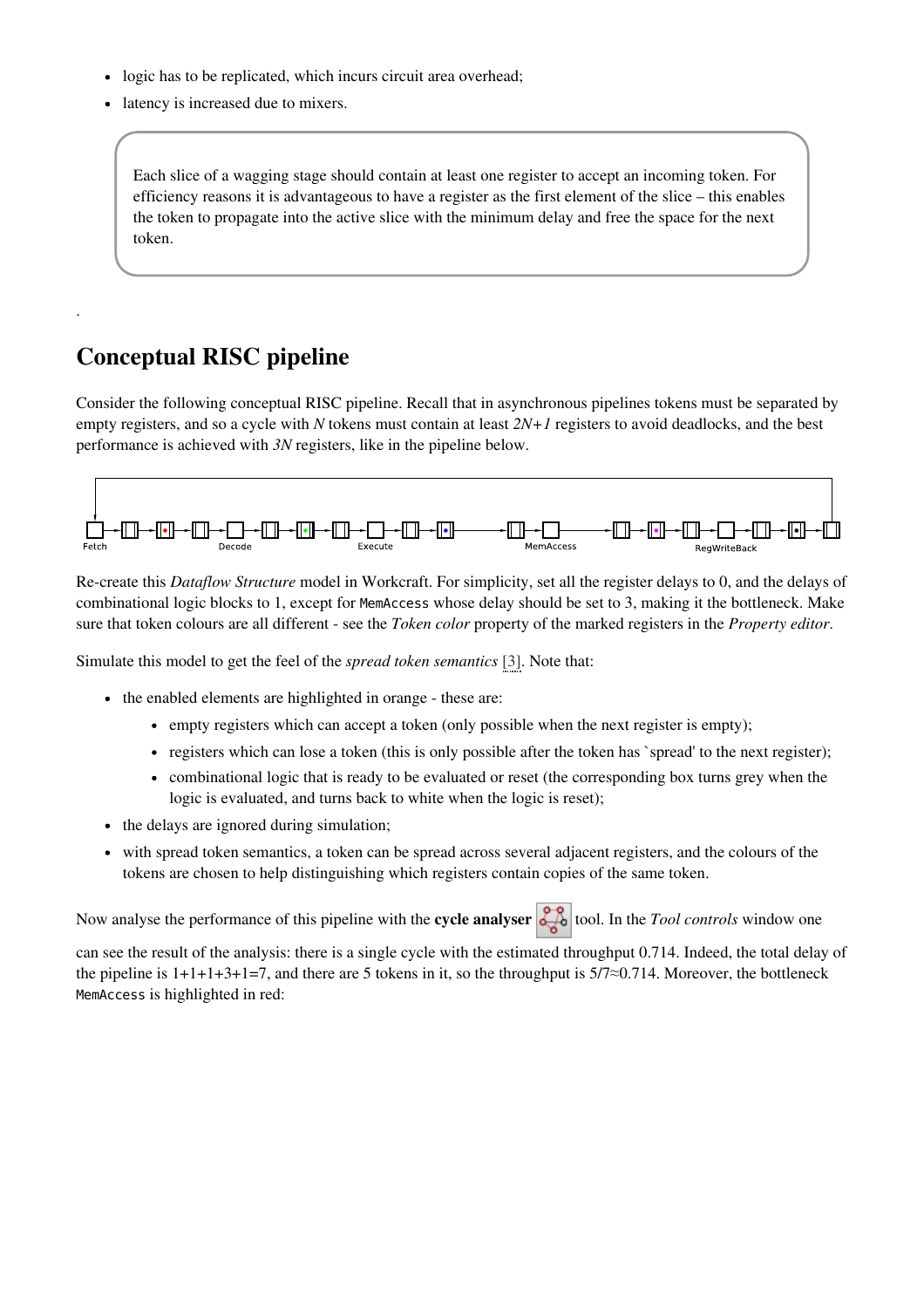- logic has to be replicated, which incurs circuit area overhead;
- latency is increased due to mixers.

> Each slice of a wagging stage should contain at least one register to accept an incoming token. For efficiency reasons it is advantageous to have a register as the first element of the slice – this enables the token to propagate into the active slice with the minimum delay and free the space for the next token.

.

# Conceptual RISC pipeline

Consider the following conceptual RISC pipeline. Recall that in asynchronous pipelines tokens must be separated by empty registers, and so a cycle with *N* tokens must contain at least *2N+1* registers to avoid deadlocks, and the best performance is achieved with *3N* registers, like in the pipeline below.

Re-create this *Dataflow Structure* model in Workcraft. For simplicity, set all the register delays to 0, and the delays of combinational logic blocks to 1, except for `MemAccess` whose delay should be set to 3, making it the bottleneck. Make sure that token colours are all different - see the *Token color* property of the marked registers in the *Property editor*.

Simulate this model to get the feel of the *spread token semantics* [3]. Note that:

- the enabled elements are highlighted in orange - these are:
  - empty registers which can accept a token (only possible when the next register is empty);
  - registers which can lose a token (this is only possible after the token has `spread' to the next register);
  - combinational logic that is ready to be evaluated or reset (the corresponding box turns grey when the logic is evaluated, and turns back to white when the logic is reset);
- the delays are ignored during simulation;
- with spread token semantics, a token can be spread across several adjacent registers, and the colours of the tokens are chosen to help distinguishing which registers contain copies of the same token.

Now analyse the performance of this pipeline with the **cycle analyser** tool. In the *Tool controls* window one can see the result of the analysis: there is a single cycle with the estimated throughput 0.714. Indeed, the total delay of the pipeline is 1+1+1+3+1=7, and there are 5 tokens in it, so the throughput is 5/7≈0.714. Moreover, the bottleneck `MemAccess` is highlighted in red: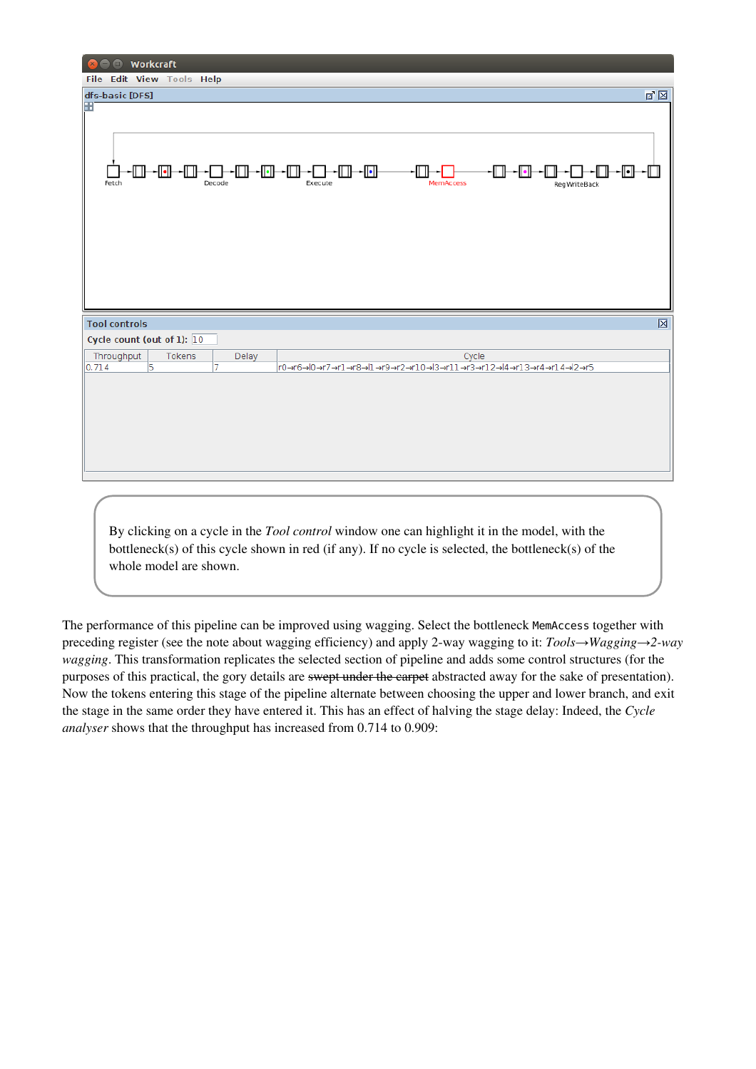By clicking on a cycle in the *Tool control* window one can highlight it in the model, with the bottleneck(s) of this cycle shown in red (if any). If no cycle is selected, the bottleneck(s) of the whole model are shown.

The performance of this pipeline can be improved using wagging. Select the bottleneck `MemAccess` together with preceding register (see the note about wagging efficiency) and apply 2-way wagging to it: *Tools→Wagging→2-way wagging*. This transformation replicates the selected section of pipeline and adds some control structures (for the purposes of this practical, the gory details are ~~swept under the carpet~~ abstracted away for the sake of presentation). Now the tokens entering this stage of the pipeline alternate between choosing the upper and lower branch, and exit the stage in the same order they have entered it. This has an effect of halving the stage delay: Indeed, the *Cycle analyser* shows that the throughput has increased from 0.714 to 0.909: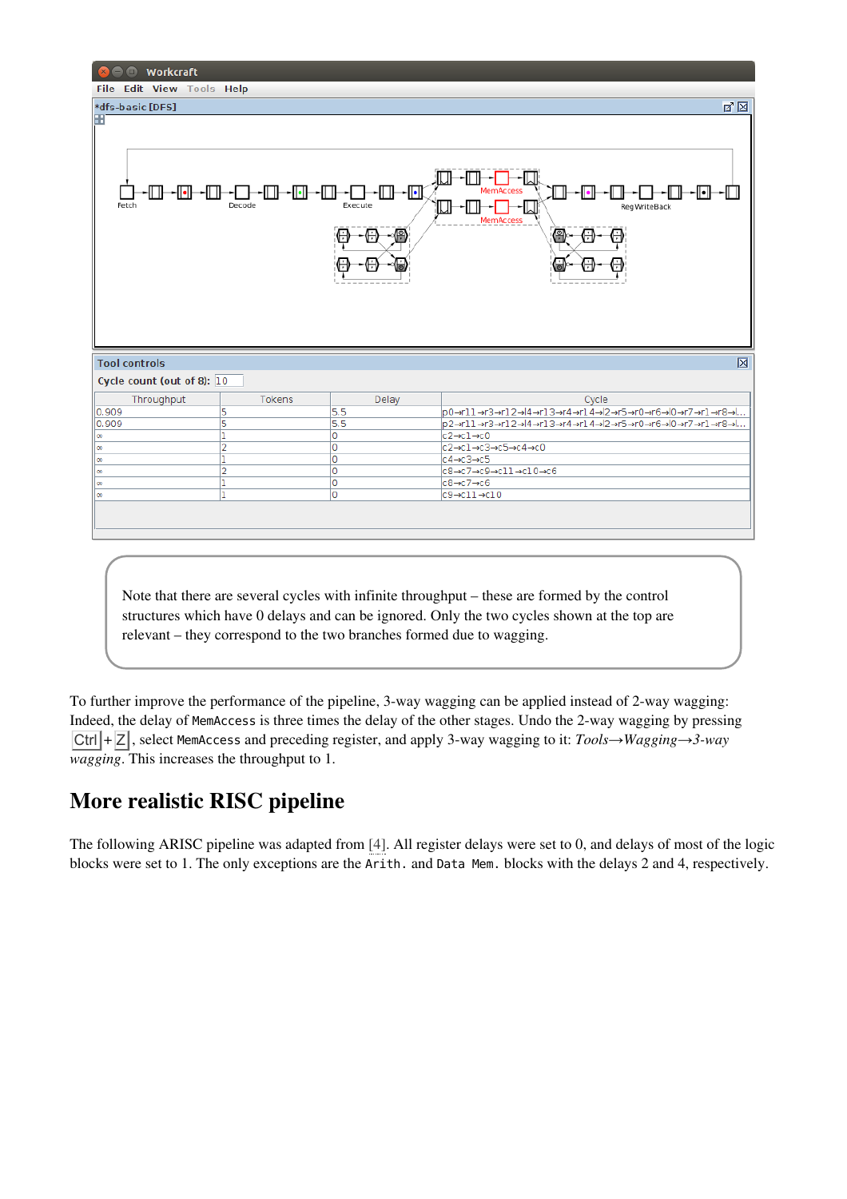Note that there are several cycles with infinite throughput – these are formed by the control structures which have 0 delays and can be ignored. Only the two cycles shown at the top are relevant – they correspond to the two branches formed due to wagging.

To further improve the performance of the pipeline, 3-way wagging can be applied instead of 2-way wagging: Indeed, the delay of `MemAccess` is three times the delay of the other stages. Undo the 2-way wagging by pressing Ctrl + Z, select `MemAccess` and preceding register, and apply 3-way wagging to it: *Tools→Wagging→3-way wagging*. This increases the throughput to 1.

## More realistic RISC pipeline

The following ARISC pipeline was adapted from [4]. All register delays were set to 0, and delays of most of the logic blocks were set to 1. The only exceptions are the `Arith.` and `Data Mem.` blocks with the delays 2 and 4, respectively.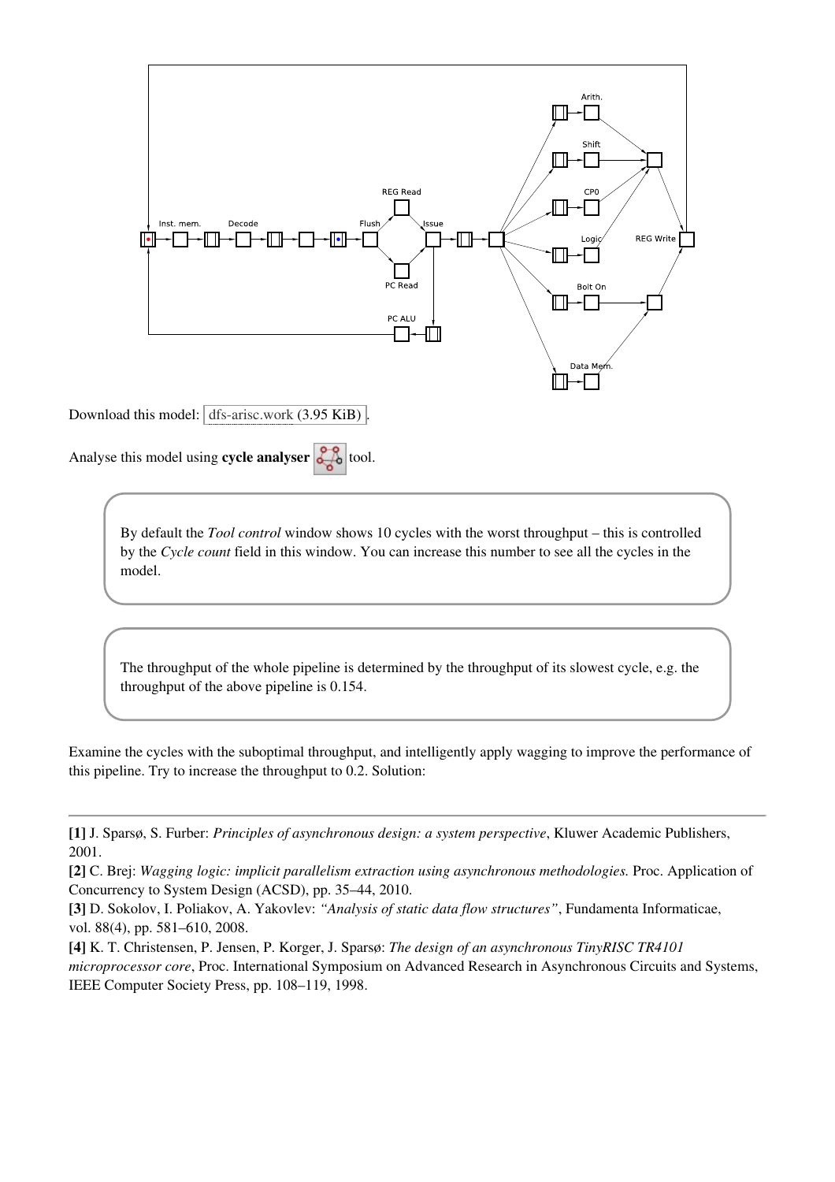Inst. mem.
Decode
Flush
REG Read
Issue
PC Read
PC ALU
Arith.
Shift
CP0
Logic
REG Write
Bolt On
Data Mem.

Download this model: dfs-arisc.work (3.95 KiB).

Analyse this model using **cycle analyser** tool.

> By default the *Tool control* window shows 10 cycles with the worst throughput – this is controlled by the *Cycle count* field in this window. You can increase this number to see all the cycles in the model.

> The throughput of the whole pipeline is determined by the throughput of its slowest cycle, e.g. the throughput of the above pipeline is 0.154.

Examine the cycles with the suboptimal throughput, and intelligently apply wagging to improve the performance of this pipeline. Try to increase the throughput to 0.2. Solution:

---

**[1]** J. Sparsø, S. Furber: *Principles of asynchronous design: a system perspective*, Kluwer Academic Publishers, 2001.

**[2]** C. Brej: *Wagging logic: implicit parallelism extraction using asynchronous methodologies.* Proc. Application of Concurrency to System Design (ACSD), pp. 35–44, 2010.

**[3]** D. Sokolov, I. Poliakov, A. Yakovlev: *"Analysis of static data flow structures"*, Fundamenta Informaticae, vol. 88(4), pp. 581–610, 2008.

**[4]** K. T. Christensen, P. Jensen, P. Korger, J. Sparsø: *The design of an asynchronous TinyRISC TR4101 microprocessor core*, Proc. International Symposium on Advanced Research in Asynchronous Circuits and Systems, IEEE Computer Society Press, pp. 108–119, 1998.